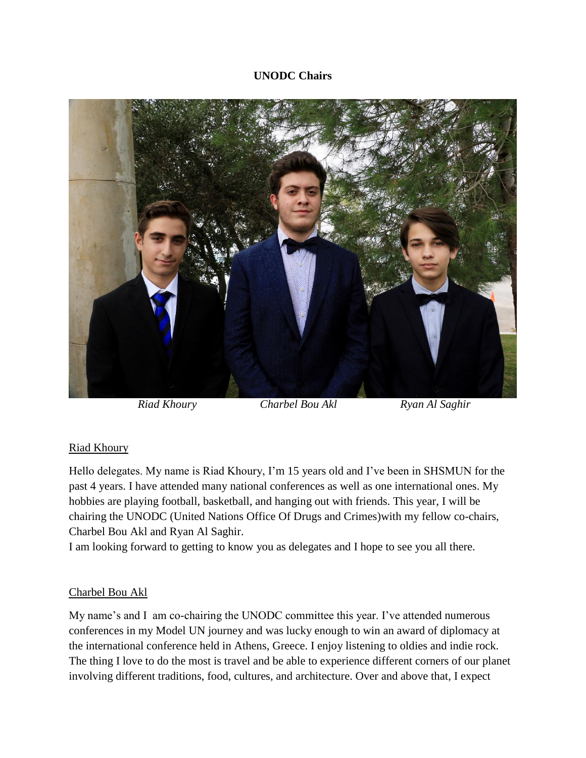**UNODC Chairs**

*Riad Khoury* *Charbel Bou Akl* *Ryan Al Saghir*

Riad Khoury

Hello delegates. My name is Riad Khoury, I'm 15 years old and I've been in SHSMUN for the past 4 years. I have attended many national conferences as well as one international ones. My hobbies are playing football, basketball, and hanging out with friends. This year, I will be chairing the UNODC (United Nations Office Of Drugs and Crimes)with my fellow co-chairs, Charbel Bou Akl and Ryan Al Saghir.
I am looking forward to getting to know you as delegates and I hope to see you all there.

Charbel Bou Akl

My name's and I am co-chairing the UNODC committee this year. I've attended numerous conferences in my Model UN journey and was lucky enough to win an award of diplomacy at the international conference held in Athens, Greece. I enjoy listening to oldies and indie rock. The thing I love to do the most is travel and be able to experience different corners of our planet involving different traditions, food, cultures, and architecture. Over and above that, I expect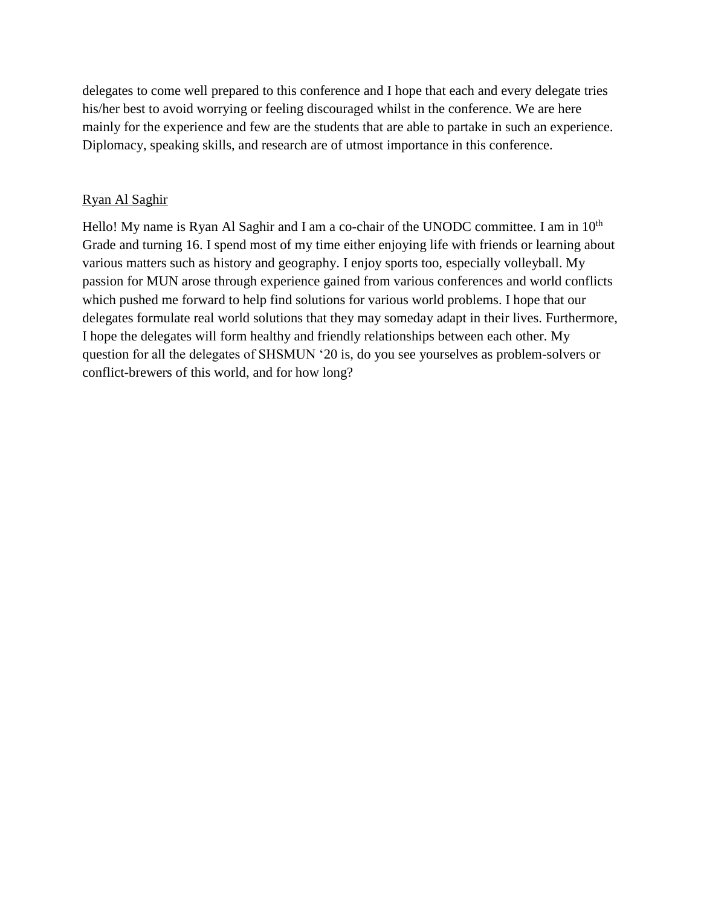delegates to come well prepared to this conference and I hope that each and every delegate tries his/her best to avoid worrying or feeling discouraged whilst in the conference. We are here mainly for the experience and few are the students that are able to partake in such an experience. Diplomacy, speaking skills, and research are of utmost importance in this conference.

<u>Ryan Al Saghir</u>

Hello! My name is Ryan Al Saghir and I am a co-chair of the UNODC committee. I am in 10th Grade and turning 16. I spend most of my time either enjoying life with friends or learning about various matters such as history and geography. I enjoy sports too, especially volleyball. My passion for MUN arose through experience gained from various conferences and world conflicts which pushed me forward to help find solutions for various world problems. I hope that our delegates formulate real world solutions that they may someday adapt in their lives. Furthermore, I hope the delegates will form healthy and friendly relationships between each other. My question for all the delegates of SHSMUN '20 is, do you see yourselves as problem-solvers or conflict-brewers of this world, and for how long?